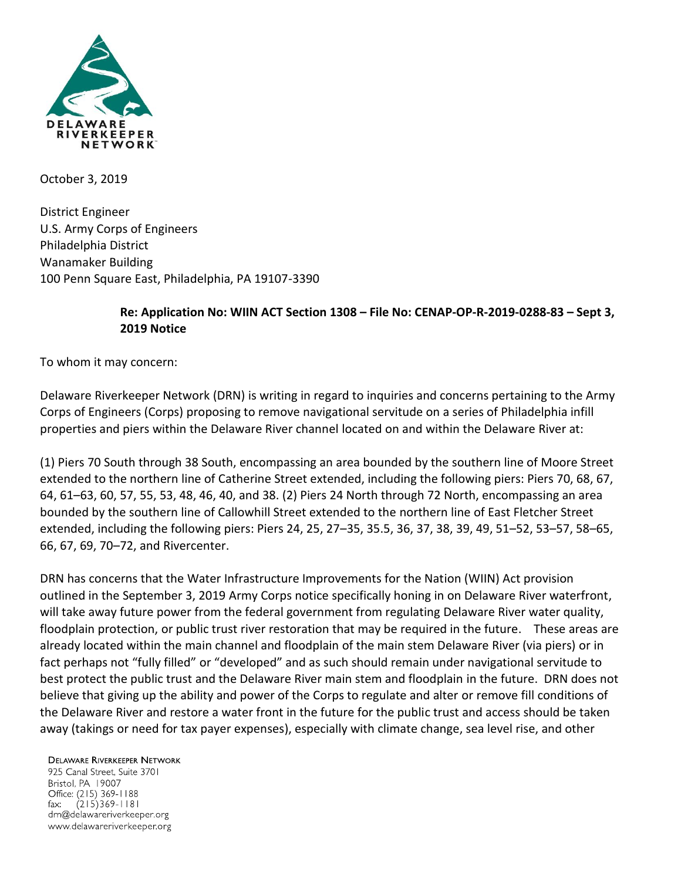October 3, 2019

District Engineer
U.S. Army Corps of Engineers
Philadelphia District
Wanamaker Building
100 Penn Square East, Philadelphia, PA 19107-3390

**Re: Application No: WIIN ACT Section 1308 – File No: CENAP-OP-R-2019-0288-83 – Sept 3, 2019 Notice**

To whom it may concern:

Delaware Riverkeeper Network (DRN) is writing in regard to inquiries and concerns pertaining to the Army Corps of Engineers (Corps) proposing to remove navigational servitude on a series of Philadelphia infill properties and piers within the Delaware River channel located on and within the Delaware River at:

(1) Piers 70 South through 38 South, encompassing an area bounded by the southern line of Moore Street extended to the northern line of Catherine Street extended, including the following piers: Piers 70, 68, 67, 64, 61–63, 60, 57, 55, 53, 48, 46, 40, and 38. (2) Piers 24 North through 72 North, encompassing an area bounded by the southern line of Callowhill Street extended to the northern line of East Fletcher Street extended, including the following piers: Piers 24, 25, 27–35, 35.5, 36, 37, 38, 39, 49, 51–52, 53–57, 58–65, 66, 67, 69, 70–72, and Rivercenter.

DRN has concerns that the Water Infrastructure Improvements for the Nation (WIIN) Act provision outlined in the September 3, 2019 Army Corps notice specifically honing in on Delaware River waterfront, will take away future power from the federal government from regulating Delaware River water quality, floodplain protection, or public trust river restoration that may be required in the future. These areas are already located within the main channel and floodplain of the main stem Delaware River (via piers) or in fact perhaps not "fully filled" or "developed" and as such should remain under navigational servitude to best protect the public trust and the Delaware River main stem and floodplain in the future. DRN does not believe that giving up the ability and power of the Corps to regulate and alter or remove fill conditions of the Delaware River and restore a water front in the future for the public trust and access should be taken away (takings or need for tax payer expenses), especially with climate change, sea level rise, and other

Delaware Riverkeeper Network
925 Canal Street, Suite 3701
Bristol, PA 19007
Office: (215) 369-1188
fax: (215)369-1181
drn@delawareriverkeeper.org
www.delawareriverkeeper.org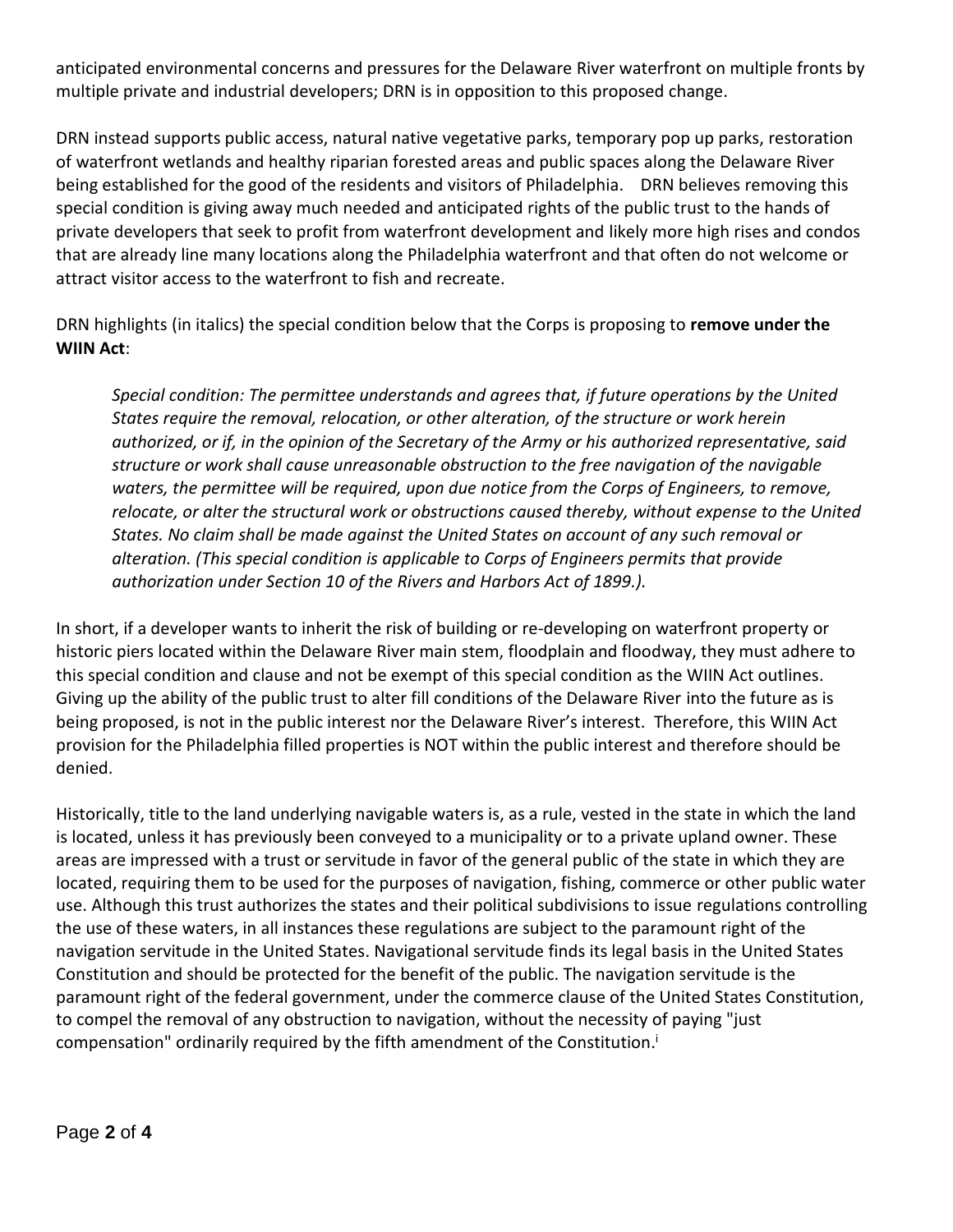anticipated environmental concerns and pressures for the Delaware River waterfront on multiple fronts by multiple private and industrial developers; DRN is in opposition to this proposed change.

DRN instead supports public access, natural native vegetative parks, temporary pop up parks, restoration of waterfront wetlands and healthy riparian forested areas and public spaces along the Delaware River being established for the good of the residents and visitors of Philadelphia. DRN believes removing this special condition is giving away much needed and anticipated rights of the public trust to the hands of private developers that seek to profit from waterfront development and likely more high rises and condos that are already line many locations along the Philadelphia waterfront and that often do not welcome or attract visitor access to the waterfront to fish and recreate.

DRN highlights (in italics) the special condition below that the Corps is proposing to **remove under the WIIN Act**:

> *Special condition: The permittee understands and agrees that, if future operations by the United States require the removal, relocation, or other alteration, of the structure or work herein authorized, or if, in the opinion of the Secretary of the Army or his authorized representative, said structure or work shall cause unreasonable obstruction to the free navigation of the navigable waters, the permittee will be required, upon due notice from the Corps of Engineers, to remove, relocate, or alter the structural work or obstructions caused thereby, without expense to the United States. No claim shall be made against the United States on account of any such removal or alteration. (This special condition is applicable to Corps of Engineers permits that provide authorization under Section 10 of the Rivers and Harbors Act of 1899.).*

In short, if a developer wants to inherit the risk of building or re-developing on waterfront property or historic piers located within the Delaware River main stem, floodplain and floodway, they must adhere to this special condition and clause and not be exempt of this special condition as the WIIN Act outlines. Giving up the ability of the public trust to alter fill conditions of the Delaware River into the future as is being proposed, is not in the public interest nor the Delaware River's interest. Therefore, this WIIN Act provision for the Philadelphia filled properties is NOT within the public interest and therefore should be denied.

Historically, title to the land underlying navigable waters is, as a rule, vested in the state in which the land is located, unless it has previously been conveyed to a municipality or to a private upland owner. These areas are impressed with a trust or servitude in favor of the general public of the state in which they are located, requiring them to be used for the purposes of navigation, fishing, commerce or other public water use. Although this trust authorizes the states and their political subdivisions to issue regulations controlling the use of these waters, in all instances these regulations are subject to the paramount right of the navigation servitude in the United States. Navigational servitude finds its legal basis in the United States Constitution and should be protected for the benefit of the public. The navigation servitude is the paramount right of the federal government, under the commerce clause of the United States Constitution, to compel the removal of any obstruction to navigation, without the necessity of paying "just compensation" ordinarily required by the fifth amendment of the Constitution.[i]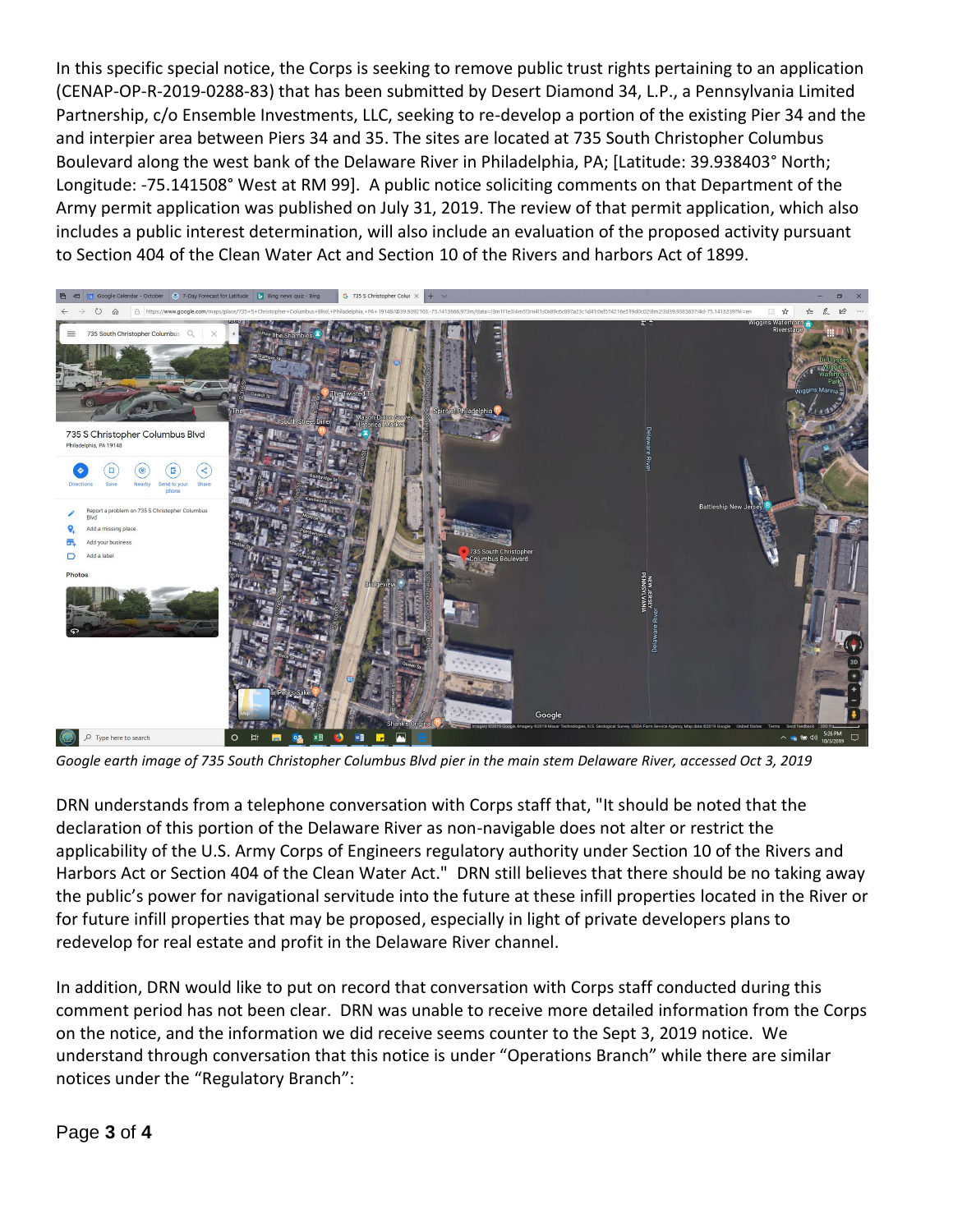In this specific special notice, the Corps is seeking to remove public trust rights pertaining to an application (CENAP-OP-R-2019-0288-83) that has been submitted by Desert Diamond 34, L.P., a Pennsylvania Limited Partnership, c/o Ensemble Investments, LLC, seeking to re-develop a portion of the existing Pier 34 and the and interpier area between Piers 34 and 35. The sites are located at 735 South Christopher Columbus Boulevard along the west bank of the Delaware River in Philadelphia, PA; [Latitude: 39.938403° North; Longitude: -75.141508° West at RM 99]. A public notice soliciting comments on that Department of the Army permit application was published on July 31, 2019. The review of that permit application, which also includes a public interest determination, will also include an evaluation of the proposed activity pursuant to Section 404 of the Clean Water Act and Section 10 of the Rivers and harbors Act of 1899.

*Google earth image of 735 South Christopher Columbus Blvd pier in the main stem Delaware River, accessed Oct 3, 2019*

DRN understands from a telephone conversation with Corps staff that, "It should be noted that the declaration of this portion of the Delaware River as non-navigable does not alter or restrict the applicability of the U.S. Army Corps of Engineers regulatory authority under Section 10 of the Rivers and Harbors Act or Section 404 of the Clean Water Act." DRN still believes that there should be no taking away the public's power for navigational servitude into the future at these infill properties located in the River or for future infill properties that may be proposed, especially in light of private developers plans to redevelop for real estate and profit in the Delaware River channel.

In addition, DRN would like to put on record that conversation with Corps staff conducted during this comment period has not been clear. DRN was unable to receive more detailed information from the Corps on the notice, and the information we did receive seems counter to the Sept 3, 2019 notice. We understand through conversation that this notice is under "Operations Branch" while there are similar notices under the "Regulatory Branch":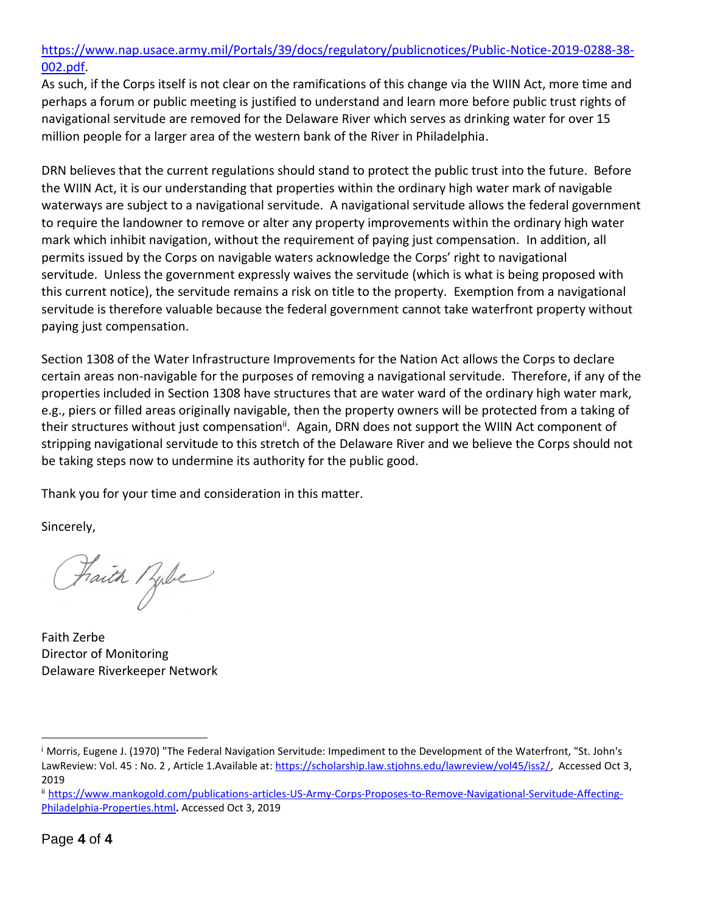https://www.nap.usace.army.mil/Portals/39/docs/regulatory/publicnotices/Public-Notice-2019-0288-38-002.pdf.
As such, if the Corps itself is not clear on the ramifications of this change via the WIIN Act, more time and perhaps a forum or public meeting is justified to understand and learn more before public trust rights of navigational servitude are removed for the Delaware River which serves as drinking water for over 15 million people for a larger area of the western bank of the River in Philadelphia.

DRN believes that the current regulations should stand to protect the public trust into the future. Before the WIIN Act, it is our understanding that properties within the ordinary high water mark of navigable waterways are subject to a navigational servitude. A navigational servitude allows the federal government to require the landowner to remove or alter any property improvements within the ordinary high water mark which inhibit navigation, without the requirement of paying just compensation. In addition, all permits issued by the Corps on navigable waters acknowledge the Corps' right to navigational servitude. Unless the government expressly waives the servitude (which is what is being proposed with this current notice), the servitude remains a risk on title to the property. Exemption from a navigational servitude is therefore valuable because the federal government cannot take waterfront property without paying just compensation.

Section 1308 of the Water Infrastructure Improvements for the Nation Act allows the Corps to declare certain areas non-navigable for the purposes of removing a navigational servitude. Therefore, if any of the properties included in Section 1308 have structures that are water ward of the ordinary high water mark, e.g., piers or filled areas originally navigable, then the property owners will be protected from a taking of their structures without just compensation[ii]. Again, DRN does not support the WIIN Act component of stripping navigational servitude to this stretch of the Delaware River and we believe the Corps should not be taking steps now to undermine its authority for the public good.

Thank you for your time and consideration in this matter.

Sincerely,

Faith Zerbe
Director of Monitoring
Delaware Riverkeeper Network

---

[i] Morris, Eugene J. (1970) "The Federal Navigation Servitude: Impediment to the Development of the Waterfront, "St. John's LawReview: Vol. 45 : No. 2 , Article 1.Available at: https://scholarship.law.stjohns.edu/lawreview/vol45/iss2/, Accessed Oct 3, 2019

[ii] https://www.mankogold.com/publications-articles-US-Army-Corps-Proposes-to-Remove-Navigational-Servitude-Affecting-Philadelphia-Properties.html. Accessed Oct 3, 2019